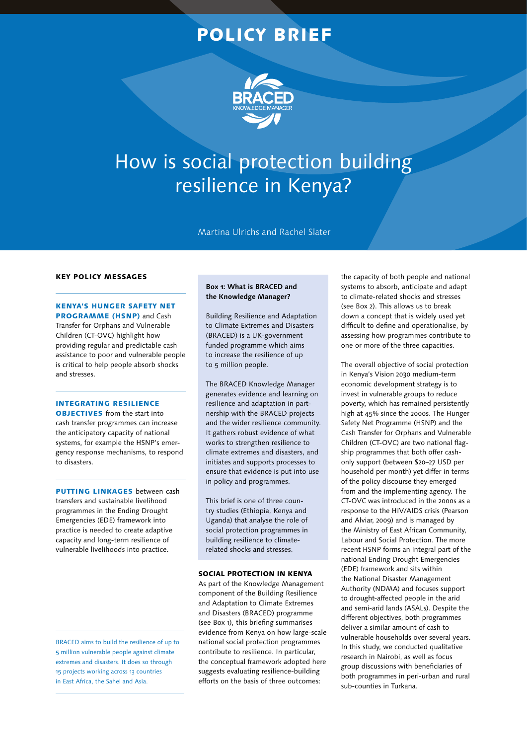# POLICY BRIEF

BRACED KNOWLEDGE MANAGER

# How is social protection building resilience in Kenya?

Martina Ulrichs and Rachel Slater

## KEY POLICY MESSAGES

**KENYA'S HUNGER SAFETY NET PROGRAMME (HSNP)** and Cash Transfer for Orphans and Vulnerable Children (CT-OVC) highlight how providing regular and predictable cash assistance to poor and vulnerable people is critical to help people absorb shocks and stresses.

**INTEGRATING RESILIENCE OBJECTIVES** from the start into cash transfer programmes can increase the anticipatory capacity of national systems, for example the HSNP's emergency response mechanisms, to respond to disasters.

**PUTTING LINKAGES** between cash transfers and sustainable livelihood programmes in the Ending Drought Emergencies (EDE) framework into practice is needed to create adaptive capacity and long-term resilience of vulnerable livelihoods into practice.

BRACED aims to build the resilience of up to 5 million vulnerable people against climate extremes and disasters. It does so through 15 projects working across 13 countries in East Africa, the Sahel and Asia.

> **Box 1: What is BRACED and the Knowledge Manager?**
>
> Building Resilience and Adaptation to Climate Extremes and Disasters (BRACED) is a UK-government funded programme which aims to increase the resilience of up to 5 million people.
>
> The BRACED Knowledge Manager generates evidence and learning on resilience and adaptation in partnership with the BRACED projects and the wider resilience community. It gathers robust evidence of what works to strengthen resilience to climate extremes and disasters, and initiates and supports processes to ensure that evidence is put into use in policy and programmes.
>
> This brief is one of three country studies (Ethiopia, Kenya and Uganda) that analyse the role of social protection programmes in building resilience to climate-related shocks and stresses.

## SOCIAL PROTECTION IN KENYA

As part of the Knowledge Management component of the Building Resilience and Adaptation to Climate Extremes and Disasters (BRACED) programme (see Box 1), this briefing summarises evidence from Kenya on how large-scale national social protection programmes contribute to resilience. In particular, the conceptual framework adopted here suggests evaluating resilience-building efforts on the basis of three outcomes: the capacity of both people and national systems to absorb, anticipate and adapt to climate-related shocks and stresses (see Box 2). This allows us to break down a concept that is widely used yet difficult to define and operationalise, by assessing how programmes contribute to one or more of the three capacities.

The overall objective of social protection in Kenya's Vision 2030 medium-term economic development strategy is to invest in vulnerable groups to reduce poverty, which has remained persistently high at 45% since the 2000s. The Hunger Safety Net Programme (HSNP) and the Cash Transfer for Orphans and Vulnerable Children (CT-OVC) are two national flagship programmes that both offer cash-only support (between $20–27 USD per household per month) yet differ in terms of the policy discourse they emerged from and the implementing agency. The CT-OVC was introduced in the 2000s as a response to the HIV/AIDS crisis (Pearson and Alviar, 2009) and is managed by the Ministry of East African Community, Labour and Social Protection. The more recent HSNP forms an integral part of the national Ending Drought Emergencies (EDE) framework and sits within the National Disaster Management Authority (NDMA) and focuses support to drought-affected people in the arid and semi-arid lands (ASALs). Despite the different objectives, both programmes deliver a similar amount of cash to vulnerable households over several years. In this study, we conducted qualitative research in Nairobi, as well as focus group discussions with beneficiaries of both programmes in peri-urban and rural sub-counties in Turkana.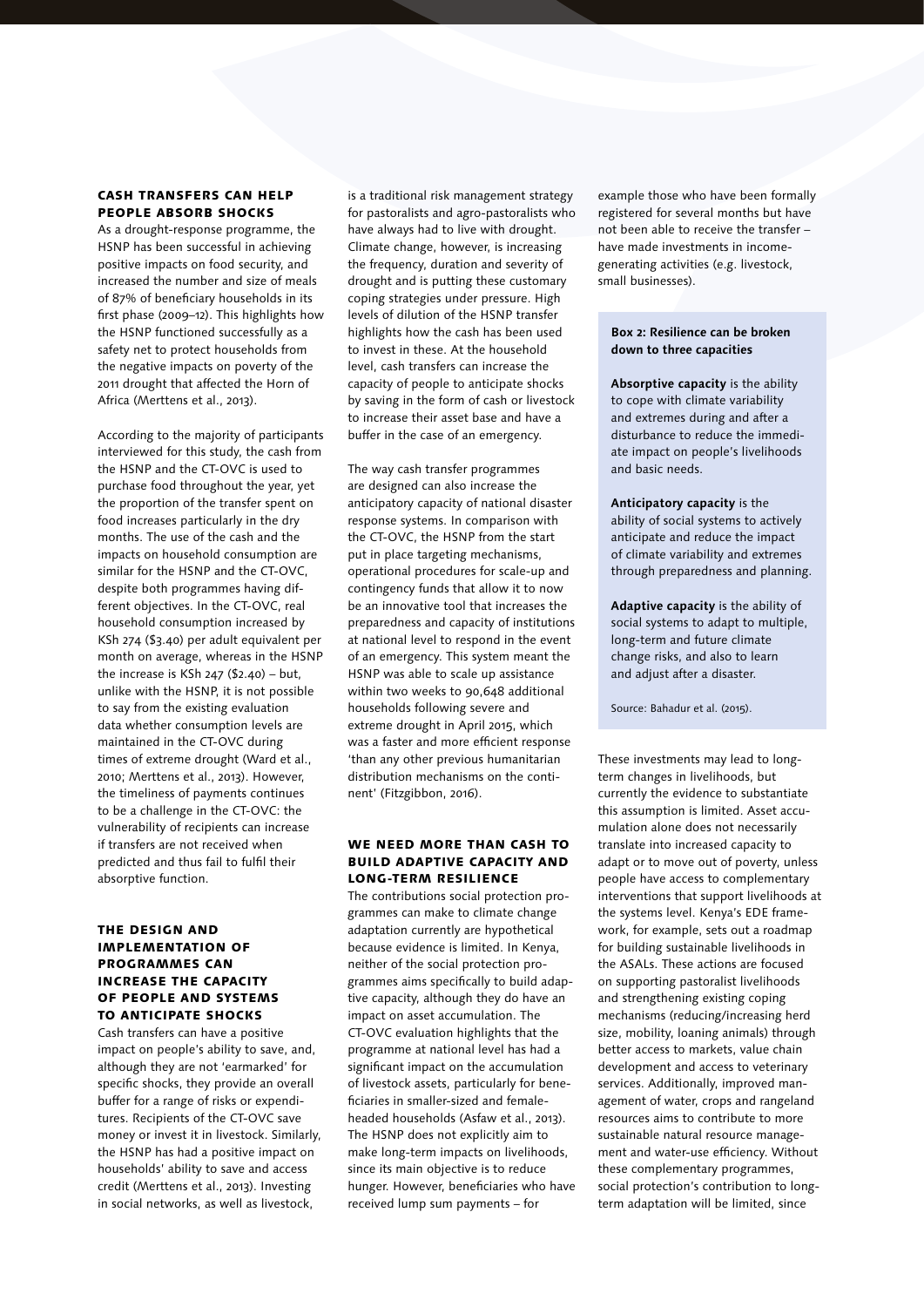## Cash transfers can help people absorb shocks

As a drought-response programme, the HSNP has been successful in achieving positive impacts on food security, and increased the number and size of meals of 87% of beneficiary households in its first phase (2009–12). This highlights how the HSNP functioned successfully as a safety net to protect households from the negative impacts on poverty of the 2011 drought that affected the Horn of Africa (Merttens et al., 2013).

According to the majority of participants interviewed for this study, the cash from the HSNP and the CT-OVC is used to purchase food throughout the year, yet the proportion of the transfer spent on food increases particularly in the dry months. The use of the cash and the impacts on household consumption are similar for the HSNP and the CT-OVC, despite both programmes having different objectives. In the CT-OVC, real household consumption increased by KSh 274 ($3.40) per adult equivalent per month on average, whereas in the HSNP the increase is KSh 247 ($2.40) – but, unlike with the HSNP, it is not possible to say from the existing evaluation data whether consumption levels are maintained in the CT-OVC during times of extreme drought (Ward et al., 2010; Merttens et al., 2013). However, the timeliness of payments continues to be a challenge in the CT-OVC: the vulnerability of recipients can increase if transfers are not received when predicted and thus fail to fulfil their absorptive function.

## The design and implementation of programmes can increase the capacity of people and systems to anticipate shocks

Cash transfers can have a positive impact on people's ability to save, and, although they are not 'earmarked' for specific shocks, they provide an overall buffer for a range of risks or expenditures. Recipients of the CT-OVC save money or invest it in livestock. Similarly, the HSNP has had a positive impact on households' ability to save and access credit (Merttens et al., 2013). Investing in social networks, as well as livestock, is a traditional risk management strategy for pastoralists and agro-pastoralists who have always had to live with drought. Climate change, however, is increasing the frequency, duration and severity of drought and is putting these customary coping strategies under pressure. High levels of dilution of the HSNP transfer highlights how the cash has been used to invest in these. At the household level, cash transfers can increase the capacity of people to anticipate shocks by saving in the form of cash or livestock to increase their asset base and have a buffer in the case of an emergency.

The way cash transfer programmes are designed can also increase the anticipatory capacity of national disaster response systems. In comparison with the CT-OVC, the HSNP from the start put in place targeting mechanisms, operational procedures for scale-up and contingency funds that allow it to now be an innovative tool that increases the preparedness and capacity of institutions at national level to respond in the event of an emergency. This system meant the HSNP was able to scale up assistance within two weeks to 90,648 additional households following severe and extreme drought in April 2015, which was a faster and more efficient response 'than any other previous humanitarian distribution mechanisms on the continent' (Fitzgibbon, 2016).

## We need more than cash to build adaptive capacity and long-term resilience

The contributions social protection programmes can make to climate change adaptation currently are hypothetical because evidence is limited. In Kenya, neither of the social protection programmes aims specifically to build adaptive capacity, although they do have an impact on asset accumulation. The CT-OVC evaluation highlights that the programme at national level has had a significant impact on the accumulation of livestock assets, particularly for beneficiaries in smaller-sized and female-headed households (Asfaw et al., 2013). The HSNP does not explicitly aim to make long-term impacts on livelihoods, since its main objective is to reduce hunger. However, beneficiaries who have received lump sum payments – for example those who have been formally registered for several months but have not been able to receive the transfer – have made investments in income-generating activities (e.g. livestock, small businesses).

> **Box 2: Resilience can be broken down to three capacities**
>
> **Absorptive capacity** is the ability to cope with climate variability and extremes during and after a disturbance to reduce the immediate impact on people's livelihoods and basic needs.
>
> **Anticipatory capacity** is the ability of social systems to actively anticipate and reduce the impact of climate variability and extremes through preparedness and planning.
>
> **Adaptive capacity** is the ability of social systems to adapt to multiple, long-term and future climate change risks, and also to learn and adjust after a disaster.
>
> Source: Bahadur et al. (2015).

These investments may lead to long-term changes in livelihoods, but currently the evidence to substantiate this assumption is limited. Asset accumulation alone does not necessarily translate into increased capacity to adapt or to move out of poverty, unless people have access to complementary interventions that support livelihoods at the systems level. Kenya's EDE framework, for example, sets out a roadmap for building sustainable livelihoods in the ASALs. These actions are focused on supporting pastoralist livelihoods and strengthening existing coping mechanisms (reducing/increasing herd size, mobility, loaning animals) through better access to markets, value chain development and access to veterinary services. Additionally, improved management of water, crops and rangeland resources aims to contribute to more sustainable natural resource management and water-use efficiency. Without these complementary programmes, social protection's contribution to long-term adaptation will be limited, since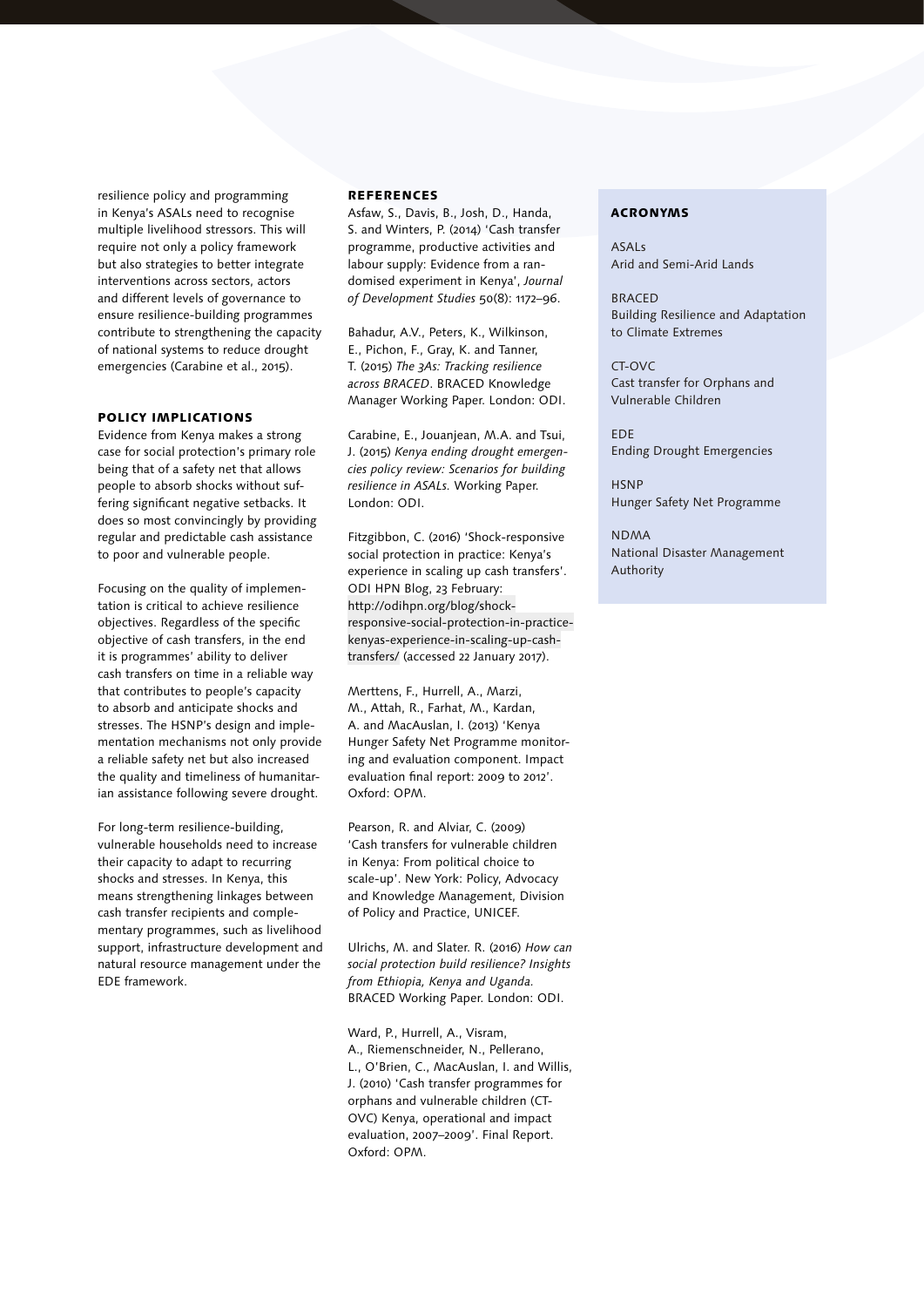resilience policy and programming in Kenya's ASALs need to recognise multiple livelihood stressors. This will require not only a policy framework but also strategies to better integrate interventions across sectors, actors and different levels of governance to ensure resilience-building programmes contribute to strengthening the capacity of national systems to reduce drought emergencies (Carabine et al., 2015).

## POLICY IMPLICATIONS

Evidence from Kenya makes a strong case for social protection's primary role being that of a safety net that allows people to absorb shocks without suffering significant negative setbacks. It does so most convincingly by providing regular and predictable cash assistance to poor and vulnerable people.

Focusing on the quality of implementation is critical to achieve resilience objectives. Regardless of the specific objective of cash transfers, in the end it is programmes' ability to deliver cash transfers on time in a reliable way that contributes to people's capacity to absorb and anticipate shocks and stresses. The HSNP's design and implementation mechanisms not only provide a reliable safety net but also increased the quality and timeliness of humanitarian assistance following severe drought.

For long-term resilience-building, vulnerable households need to increase their capacity to adapt to recurring shocks and stresses. In Kenya, this means strengthening linkages between cash transfer recipients and complementary programmes, such as livelihood support, infrastructure development and natural resource management under the EDE framework.

## REFERENCES

Asfaw, S., Davis, B., Josh, D., Handa, S. and Winters, P. (2014) 'Cash transfer programme, productive activities and labour supply: Evidence from a randomised experiment in Kenya', *Journal of Development Studies* 50(8): 1172–96.

Bahadur, A.V., Peters, K., Wilkinson, E., Pichon, F., Gray, K. and Tanner, T. (2015) *The 3As: Tracking resilience across BRACED*. BRACED Knowledge Manager Working Paper. London: ODI.

Carabine, E., Jouanjean, M.A. and Tsui, J. (2015) *Kenya ending drought emergencies policy review: Scenarios for building resilience in ASALs.* Working Paper. London: ODI.

Fitzgibbon, C. (2016) 'Shock-responsive social protection in practice: Kenya's experience in scaling up cash transfers'. ODI HPN Blog, 23 February: http://odihpn.org/blog/shock-responsive-social-protection-in-practice-kenyas-experience-in-scaling-up-cash-transfers/ (accessed 22 January 2017).

Merttens, F., Hurrell, A., Marzi, M., Attah, R., Farhat, M., Kardan, A. and MacAuslan, I. (2013) 'Kenya Hunger Safety Net Programme monitoring and evaluation component. Impact evaluation final report: 2009 to 2012'. Oxford: OPM.

Pearson, R. and Alviar, C. (2009) 'Cash transfers for vulnerable children in Kenya: From political choice to scale-up'. New York: Policy, Advocacy and Knowledge Management, Division of Policy and Practice, UNICEF.

Ulrichs, M. and Slater. R. (2016) *How can social protection build resilience? Insights from Ethiopia, Kenya and Uganda.* BRACED Working Paper. London: ODI.

Ward, P., Hurrell, A., Visram, A., Riemenschneider, N., Pellerano, L., O'Brien, C., MacAuslan, I. and Willis, J. (2010) 'Cash transfer programmes for orphans and vulnerable children (CT-OVC) Kenya, operational and impact evaluation, 2007–2009'. Final Report. Oxford: OPM.

## ACRONYMS

ASALs
Arid and Semi-Arid Lands

BRACED
Building Resilience and Adaptation to Climate Extremes

CT-OVC
Cast transfer for Orphans and Vulnerable Children

EDE
Ending Drought Emergencies

HSNP
Hunger Safety Net Programme

NDMA
National Disaster Management Authority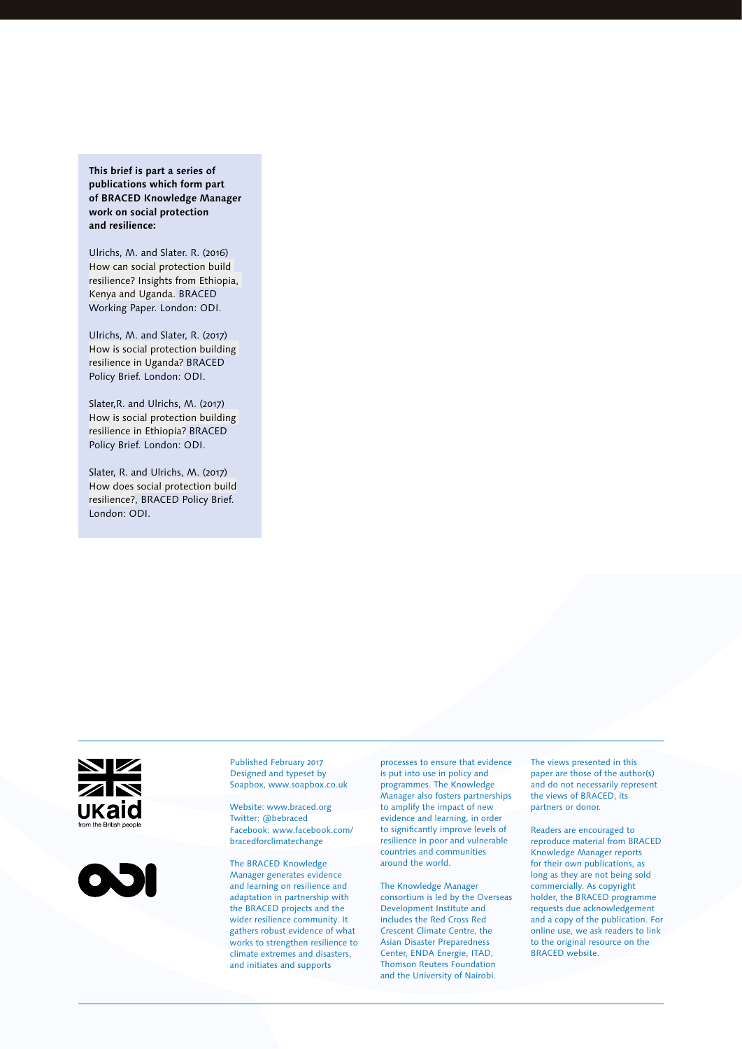**This brief is part a series of publications which form part of BRACED Knowledge Manager work on social protection and resilience:**

Ulrichs, M. and Slater. R. (2016) How can social protection build resilience? Insights from Ethiopia, Kenya and Uganda. BRACED Working Paper. London: ODI.

Ulrichs, M. and Slater, R. (2017) How is social protection building resilience in Uganda? BRACED Policy Brief. London: ODI.

Slater,R. and Ulrichs, M. (2017) How is social protection building resilience in Ethiopia? BRACED Policy Brief. London: ODI.

Slater, R. and Ulrichs, M. (2017) How does social protection build resilience?, BRACED Policy Brief. London: ODI.

UKaid from the British people

ODI

Published February 2017
Designed and typeset by Soapbox, www.soapbox.co.uk

Website: www.braced.org
Twitter: @bebraced
Facebook: www.facebook.com/bracedforclimatechange

The BRACED Knowledge Manager generates evidence and learning on resilience and adaptation in partnership with the BRACED projects and the wider resilience community. It gathers robust evidence of what works to strengthen resilience to climate extremes and disasters, and initiates and supports processes to ensure that evidence is put into use in policy and programmes. The Knowledge Manager also fosters partnerships to amplify the impact of new evidence and learning, in order to significantly improve levels of resilience in poor and vulnerable countries and communities around the world.

The Knowledge Manager consortium is led by the Overseas Development Institute and includes the Red Cross Red Crescent Climate Centre, the Asian Disaster Preparedness Center, ENDA Energie, ITAD, Thomson Reuters Foundation and the University of Nairobi.

The views presented in this paper are those of the author(s) and do not necessarily represent the views of BRACED, its partners or donor.

Readers are encouraged to reproduce material from BRACED Knowledge Manager reports for their own publications, as long as they are not being sold commercially. As copyright holder, the BRACED programme requests due acknowledgement and a copy of the publication. For online use, we ask readers to link to the original resource on the BRACED website.